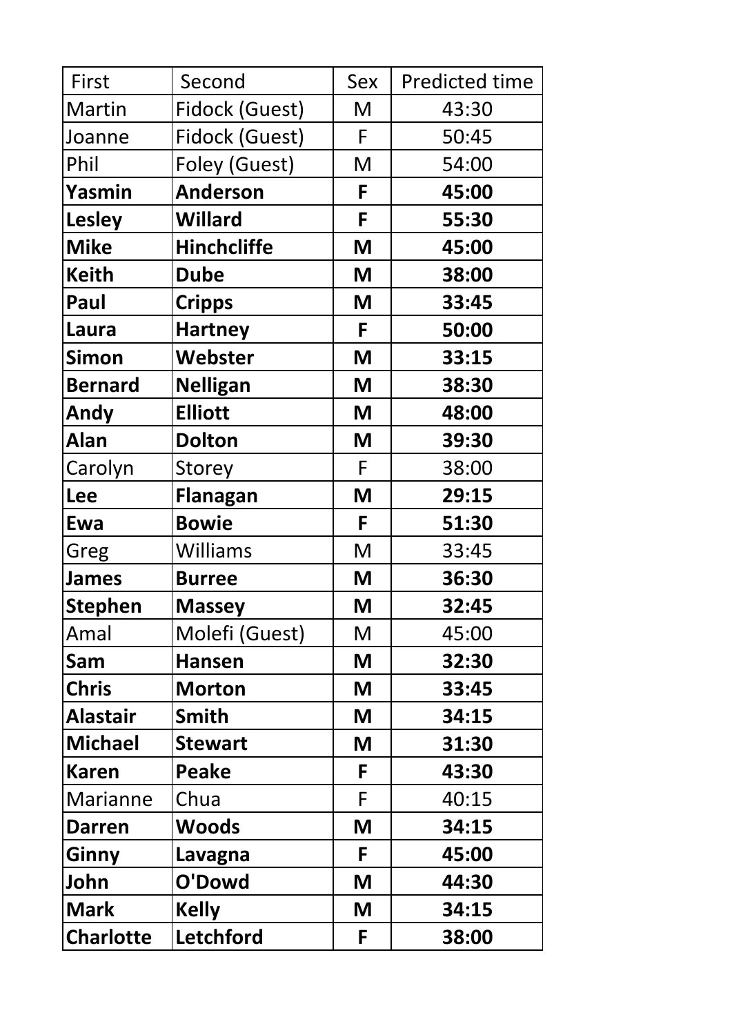| First | Second | Sex | Predicted time |
| --- | --- | --- | --- |
| Martin | Fidock (Guest) | M | 43:30 |
| Joanne | Fidock (Guest) | F | 50:45 |
| Phil | Foley (Guest) | M | 54:00 |
| **Yasmin** | **Anderson** | **F** | **45:00** |
| **Lesley** | **Willard** | **F** | **55:30** |
| **Mike** | **Hinchcliffe** | **M** | **45:00** |
| **Keith** | **Dube** | **M** | **38:00** |
| **Paul** | **Cripps** | **M** | **33:45** |
| **Laura** | **Hartney** | **F** | **50:00** |
| **Simon** | **Webster** | **M** | **33:15** |
| **Bernard** | **Nelligan** | **M** | **38:30** |
| **Andy** | **Elliott** | **M** | **48:00** |
| **Alan** | **Dolton** | **M** | **39:30** |
| Carolyn | Storey | F | 38:00 |
| **Lee** | **Flanagan** | **M** | **29:15** |
| **Ewa** | **Bowie** | **F** | **51:30** |
| Greg | Williams | M | 33:45 |
| **James** | **Burree** | **M** | **36:30** |
| **Stephen** | **Massey** | **M** | **32:45** |
| Amal | Molefi (Guest) | M | 45:00 |
| **Sam** | **Hansen** | **M** | **32:30** |
| **Chris** | **Morton** | **M** | **33:45** |
| **Alastair** | **Smith** | **M** | **34:15** |
| **Michael** | **Stewart** | **M** | **31:30** |
| **Karen** | **Peake** | **F** | **43:30** |
| Marianne | Chua | F | 40:15 |
| **Darren** | **Woods** | **M** | **34:15** |
| **Ginny** | **Lavagna** | **F** | **45:00** |
| **John** | **O'Dowd** | **M** | **44:30** |
| **Mark** | **Kelly** | **M** | **34:15** |
| **Charlotte** | **Letchford** | **F** | **38:00** |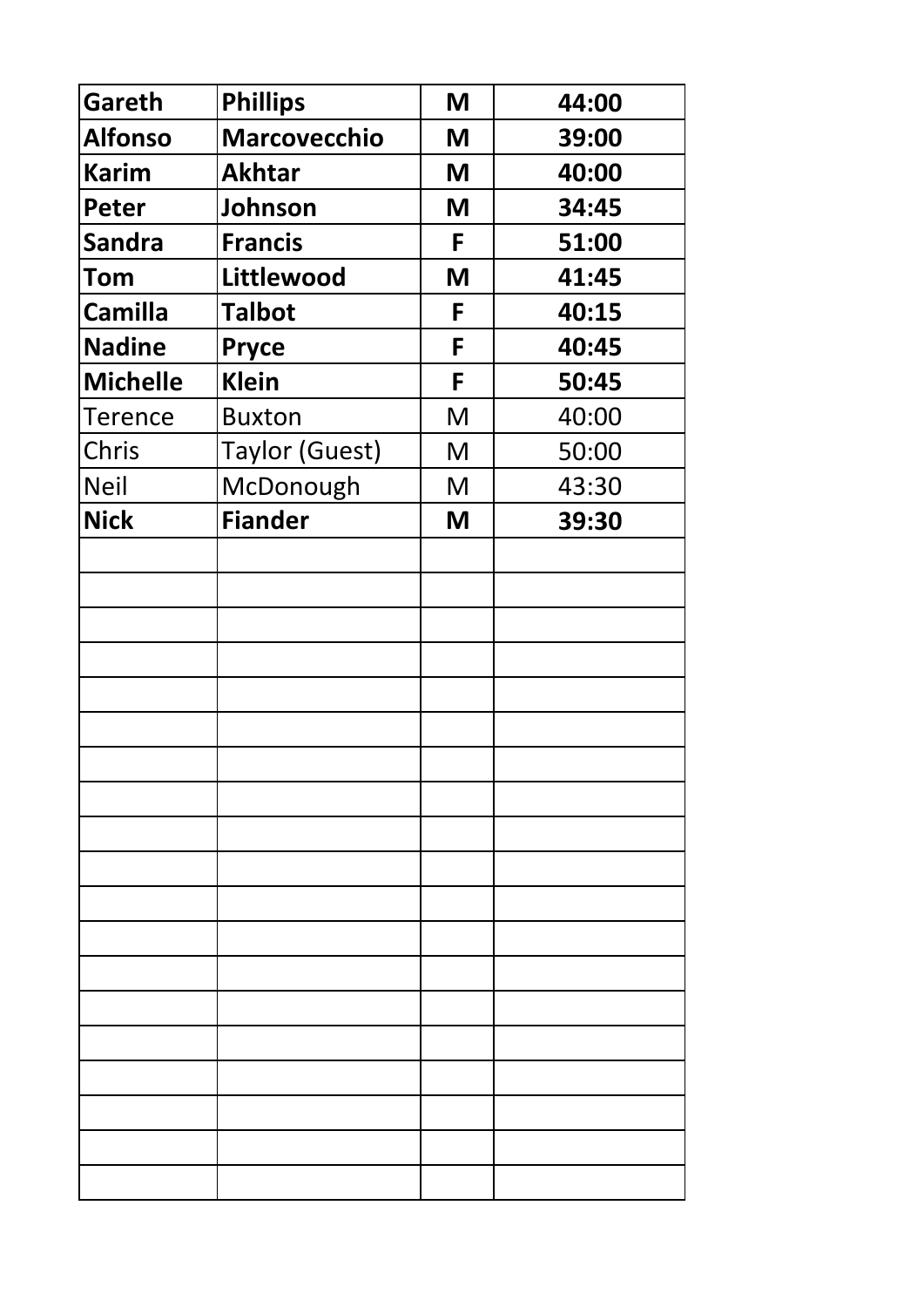| | | | |
|---|---|---|---|
| **Gareth** | **Phillips** | **M** | **44:00** |
| **Alfonso** | **Marcovecchio** | **M** | **39:00** |
| **Karim** | **Akhtar** | **M** | **40:00** |
| **Peter** | **Johnson** | **M** | **34:45** |
| **Sandra** | **Francis** | **F** | **51:00** |
| **Tom** | **Littlewood** | **M** | **41:45** |
| **Camilla** | **Talbot** | **F** | **40:15** |
| **Nadine** | **Pryce** | **F** | **40:45** |
| **Michelle** | **Klein** | **F** | **50:45** |
| Terence | Buxton | M | 40:00 |
| Chris | Taylor (Guest) | M | 50:00 |
| Neil | McDonough | M | 43:30 |
| **Nick** | **Fiander** | **M** | **39:30** |
| | | | |
| | | | |
| | | | |
| | | | |
| | | | |
| | | | |
| | | | |
| | | | |
| | | | |
| | | | |
| | | | |
| | | | |
| | | | |
| | | | |
| | | | |
| | | | |
| | | | |
| | | | |
| | | | |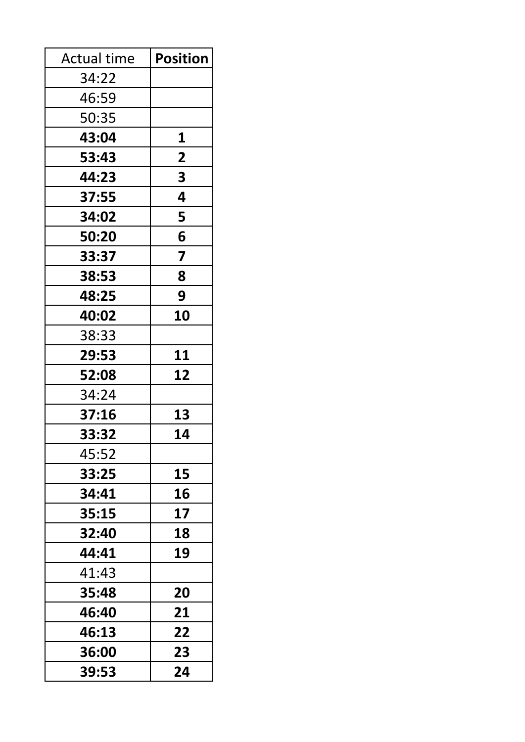| Actual time | **Position** |
| --- | --- |
| 34:22 | |
| 46:59 | |
| 50:35 | |
| **43:04** | **1** |
| **53:43** | **2** |
| **44:23** | **3** |
| **37:55** | **4** |
| **34:02** | **5** |
| **50:20** | **6** |
| **33:37** | **7** |
| **38:53** | **8** |
| **48:25** | **9** |
| **40:02** | **10** |
| 38:33 | |
| **29:53** | **11** |
| **52:08** | **12** |
| 34:24 | |
| **37:16** | **13** |
| **33:32** | **14** |
| 45:52 | |
| **33:25** | **15** |
| **34:41** | **16** |
| **35:15** | **17** |
| **32:40** | **18** |
| **44:41** | **19** |
| 41:43 | |
| **35:48** | **20** |
| **46:40** | **21** |
| **46:13** | **22** |
| **36:00** | **23** |
| **39:53** | **24** |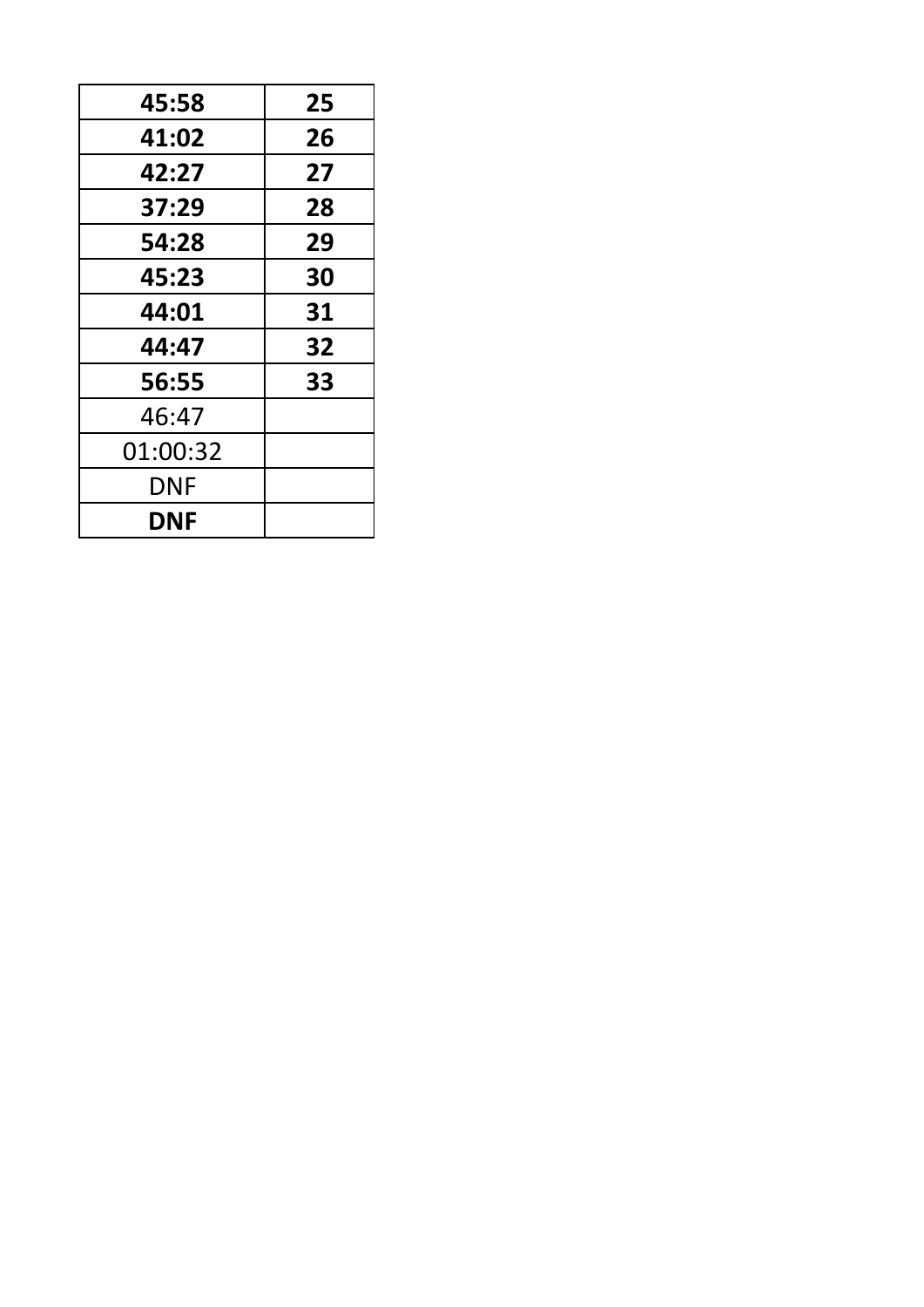| | |
|---|---|
| **45:58** | **25** |
| **41:02** | **26** |
| **42:27** | **27** |
| **37:29** | **28** |
| **54:28** | **29** |
| **45:23** | **30** |
| **44:01** | **31** |
| **44:47** | **32** |
| **56:55** | **33** |
| 46:47 | |
| 01:00:32 | |
| DNF | |
| **DNF** | |